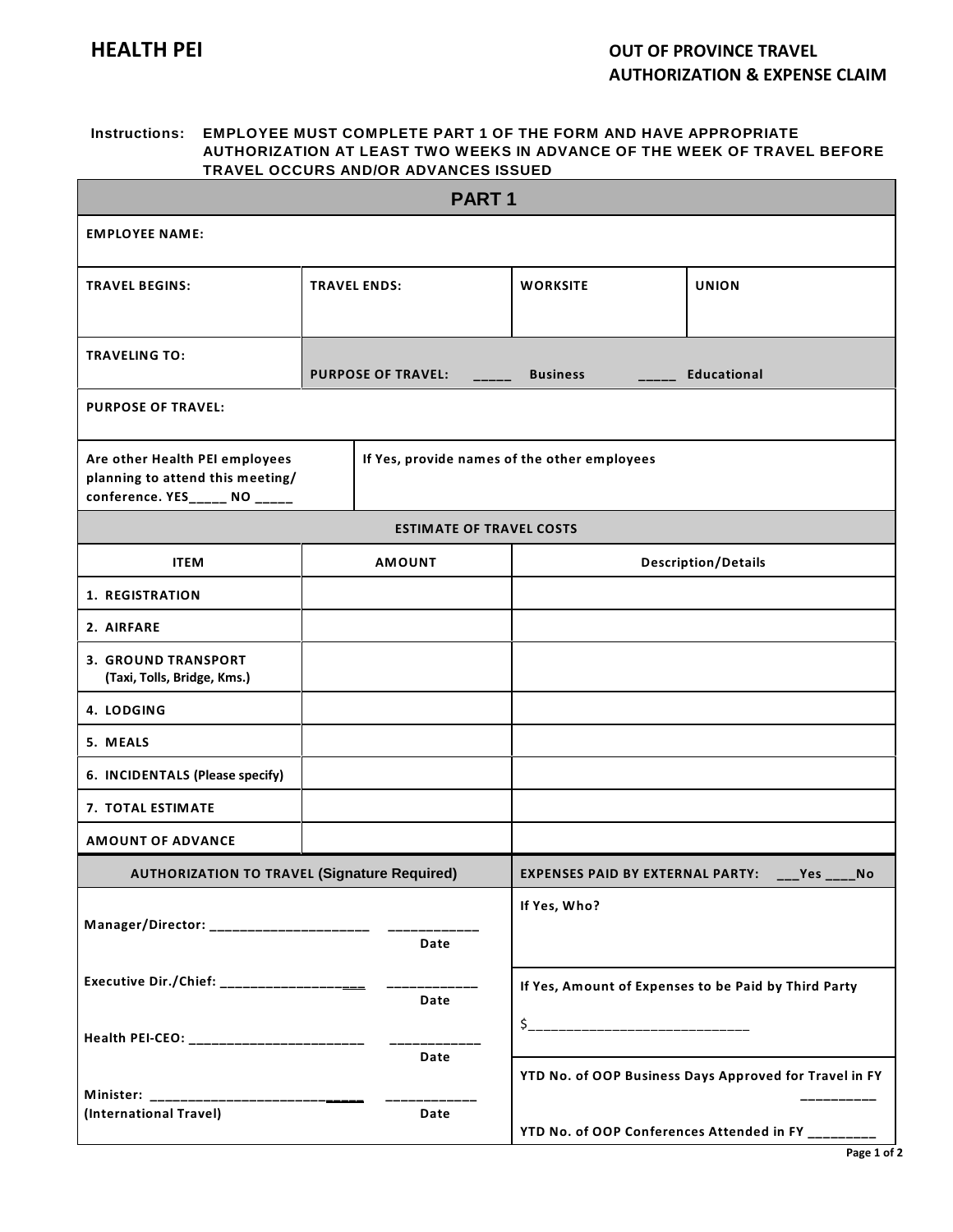**HEALTH PEI**

**OUT OF PROVINCE TRAVEL AUTHORIZATION & EXPENSE CLAIM**

**Instructions:** **EMPLOYEE MUST COMPLETE PART 1 OF THE FORM AND HAVE APPROPRIATE AUTHORIZATION AT LEAST TWO WEEKS IN ADVANCE OF THE WEEK OF TRAVEL BEFORE TRAVEL OCCURS AND/OR ADVANCES ISSUED**

## PART 1

| **EMPLOYEE NAME:** | | | |
|---|---|---|---|
| **TRAVEL BEGINS:** | **TRAVEL ENDS:** | **WORKSITE** | **UNION** |
| **TRAVELING TO:** | **PURPOSE OF TRAVEL:** _____ **Business** _____ **Educational** | | |
| **PURPOSE OF TRAVEL:** | | | |
| **Are other Health PEI employees planning to attend this meeting/ conference. YES_____ NO _____** | **If Yes, provide names of the other employees** | | |

**ESTIMATE OF TRAVEL COSTS**

| ITEM | AMOUNT | Description/Details |
|---|---|---|
| 1. REGISTRATION | | |
| 2. AIRFARE | | |
| 3. GROUND TRANSPORT (Taxi, Tolls, Bridge, Kms.) | | |
| 4. LODGING | | |
| 5. MEALS | | |
| 6. INCIDENTALS (Please specify) | | |
| 7. TOTAL ESTIMATE | | |
| AMOUNT OF ADVANCE | | |

| **AUTHORIZATION TO TRAVEL (Signature Required)** | **EXPENSES PAID BY EXTERNAL PARTY:** ___Yes ____No |
|---|---|
| Manager/Director: _____________________ ____________ Date | If Yes, Who? |
| Executive Dir./Chief: _____________________ ____________ Date | If Yes, Amount of Expenses to be Paid by Third Party |
| Health PEI-CEO: _______________________ ____________ Date | $____________________________ |
| Minister: ___________________________ ____________ (International Travel) Date | YTD No. of OOP Business Days Approved for Travel in FY __________ <br> YTD No. of OOP Conferences Attended in FY _________ |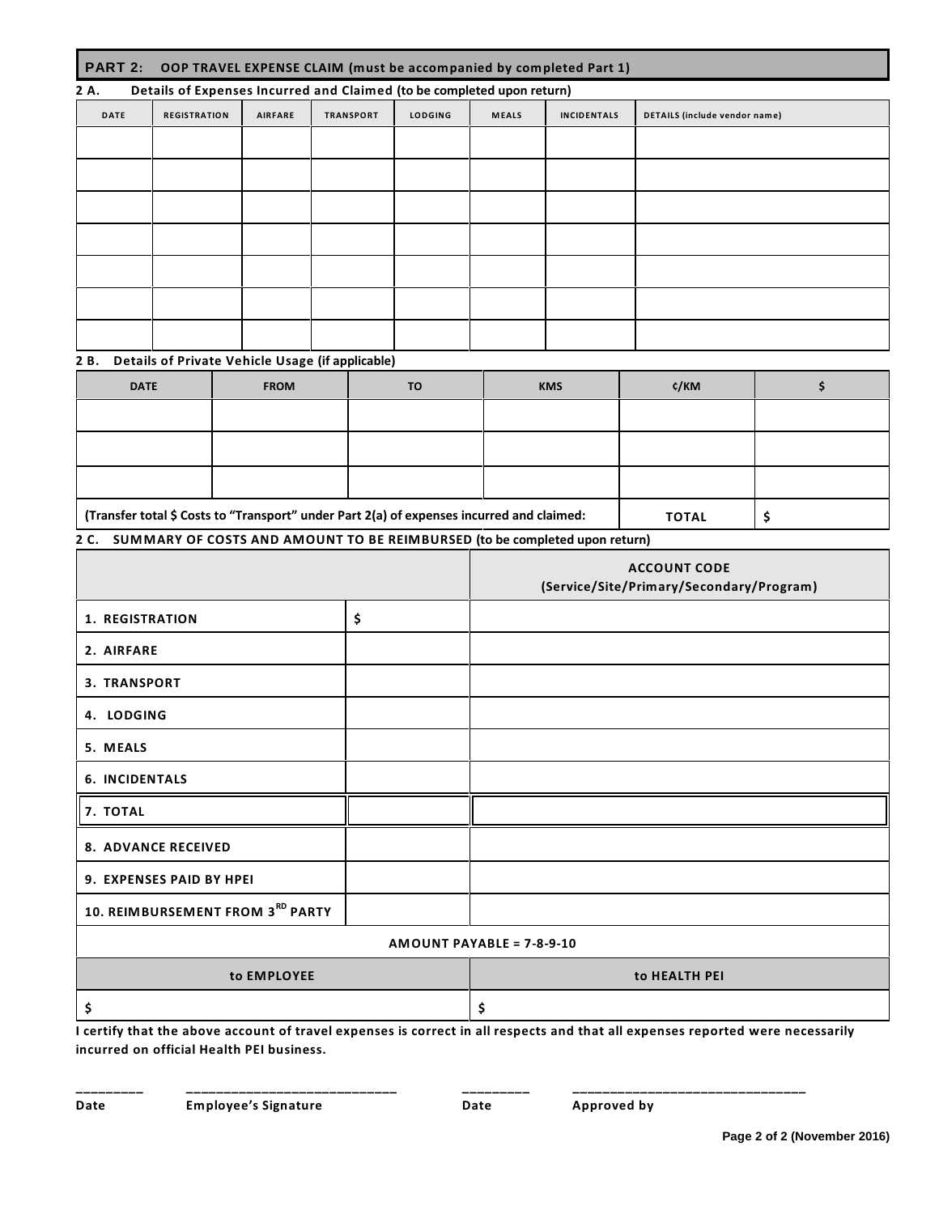## PART 2: OOP TRAVEL EXPENSE CLAIM (must be accompanied by completed Part 1)

**2 A. Details of Expenses Incurred and Claimed (to be completed upon return)**

| DATE | REGISTRATION | AIRFARE | TRANSPORT | LODGING | MEALS | INCIDENTALS | DETAILS (include vendor name) |
|---|---|---|---|---|---|---|---|
| | | | | | | | |
| | | | | | | | |
| | | | | | | | |
| | | | | | | | |
| | | | | | | | |
| | | | | | | | |
| | | | | | | | |

**2 B. Details of Private Vehicle Usage (if applicable)**

| DATE | FROM | TO | KMS | ¢/KM | $ |
|---|---|---|---|---|---|
| | | | | | |
| | | | | | |
| | | | | | |
| (Transfer total $ Costs to "Transport" under Part 2(a) of expenses incurred and claimed: | | | | TOTAL | $ |

**2 C. SUMMARY OF COSTS AND AMOUNT TO BE REIMBURSED (to be completed upon return)**

| | | ACCOUNT CODE (Service/Site/Primary/Secondary/Program) |
|---|---|---|
| 1. REGISTRATION | $ | |
| 2. AIRFARE | | |
| 3. TRANSPORT | | |
| 4. LODGING | | |
| 5. MEALS | | |
| 6. INCIDENTALS | | |
| 7. TOTAL | | |
| 8. ADVANCE RECEIVED | | |
| 9. EXPENSES PAID BY HPEI | | |
| 10. REIMBURSEMENT FROM 3RD PARTY | | |

**AMOUNT PAYABLE = 7-8-9-10**

| to EMPLOYEE | to HEALTH PEI |
|---|---|
| $ | $ |

**I certify that the above account of travel expenses is correct in all respects and that all expenses reported were necessarily incurred on official Health PEI business.**

________ Date ____________________________ Employee's Signature

________ Date ________________________________ Approved by

(November 2016)